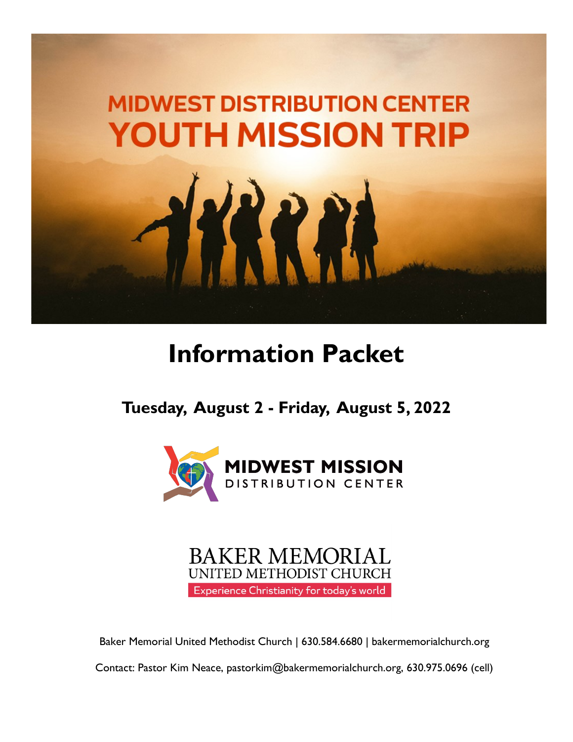# MIDWEST DISTRIBUTION CENTER YOUTH MISSION TRIP

# Information Packet

## Tuesday, August 2 - Friday, August 5, 2022

MIDWEST MISSION DISTRIBUTION CENTER

BAKER MEMORIAL UNITED METHODIST CHURCH

Experience Christianity for today's world

Baker Memorial United Methodist Church | 630.584.6680 | bakermemorialchurch.org

Contact: Pastor Kim Neace, pastorkim@bakermemorialchurch.org, 630.975.0696 (cell)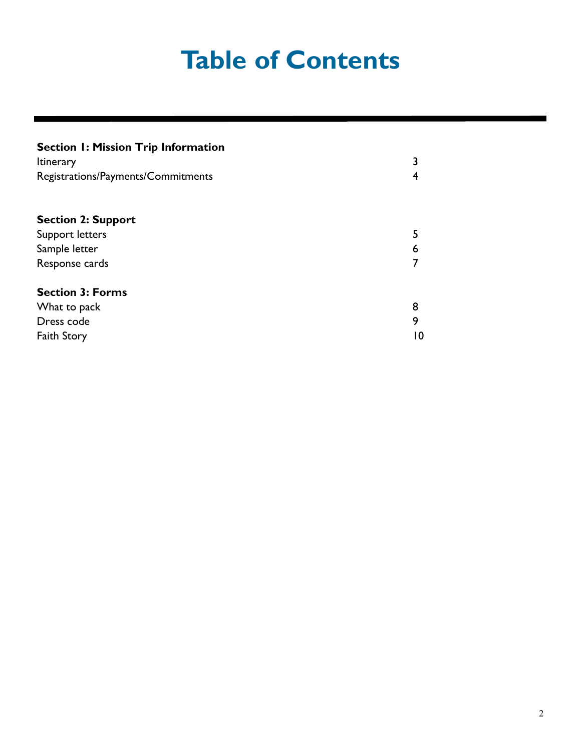# Table of Contents

---

**Section 1: Mission Trip Information**

| | |
|---|---|
| Itinerary | 3 |
| Registrations/Payments/Commitments | 4 |

**Section 2: Support**

| | |
|---|---|
| Support letters | 5 |
| Sample letter | 6 |
| Response cards | 7 |

**Section 3: Forms**

| | |
|---|---|
| What to pack | 8 |
| Dress code | 9 |
| Faith Story | 10 |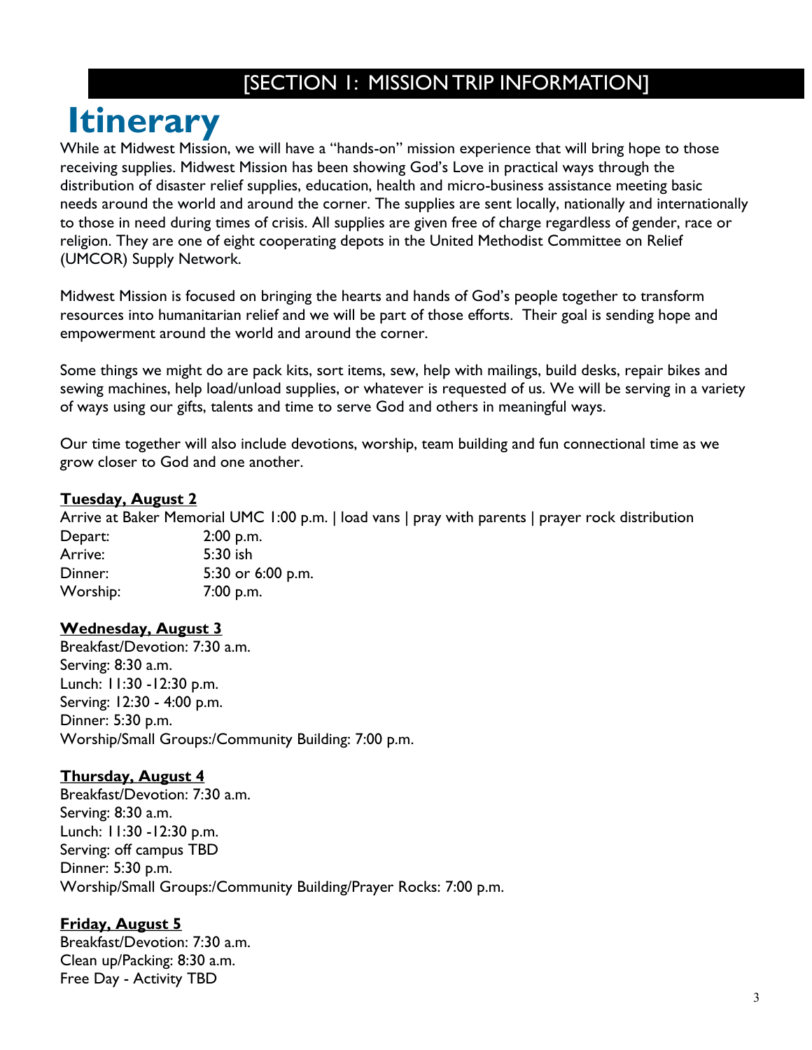## [SECTION 1: MISSION TRIP INFORMATION]

# Itinerary

While at Midwest Mission, we will have a "hands-on" mission experience that will bring hope to those receiving supplies. Midwest Mission has been showing God's Love in practical ways through the distribution of disaster relief supplies, education, health and micro-business assistance meeting basic needs around the world and around the corner. The supplies are sent locally, nationally and internationally to those in need during times of crisis. All supplies are given free of charge regardless of gender, race or religion. They are one of eight cooperating depots in the United Methodist Committee on Relief (UMCOR) Supply Network.

Midwest Mission is focused on bringing the hearts and hands of God's people together to transform resources into humanitarian relief and we will be part of those efforts. Their goal is sending hope and empowerment around the world and around the corner.

Some things we might do are pack kits, sort items, sew, help with mailings, build desks, repair bikes and sewing machines, help load/unload supplies, or whatever is requested of us. We will be serving in a variety of ways using our gifts, talents and time to serve God and others in meaningful ways.

Our time together will also include devotions, worship, team building and fun connectional time as we grow closer to God and one another.

**Tuesday, August 2**

Arrive at Baker Memorial UMC 1:00 p.m. | load vans | pray with parents | prayer rock distribution

Depart: 2:00 p.m.
Arrive: 5:30 ish
Dinner: 5:30 or 6:00 p.m.
Worship: 7:00 p.m.

**Wednesday, August 3**

Breakfast/Devotion: 7:30 a.m.
Serving: 8:30 a.m.
Lunch: 11:30 -12:30 p.m.
Serving: 12:30 - 4:00 p.m.
Dinner: 5:30 p.m.
Worship/Small Groups:/Community Building: 7:00 p.m.

**Thursday, August 4**

Breakfast/Devotion: 7:30 a.m.
Serving: 8:30 a.m.
Lunch: 11:30 -12:30 p.m.
Serving: off campus TBD
Dinner: 5:30 p.m.
Worship/Small Groups:/Community Building/Prayer Rocks: 7:00 p.m.

**Friday, August 5**

Breakfast/Devotion: 7:30 a.m.
Clean up/Packing: 8:30 a.m.
Free Day - Activity TBD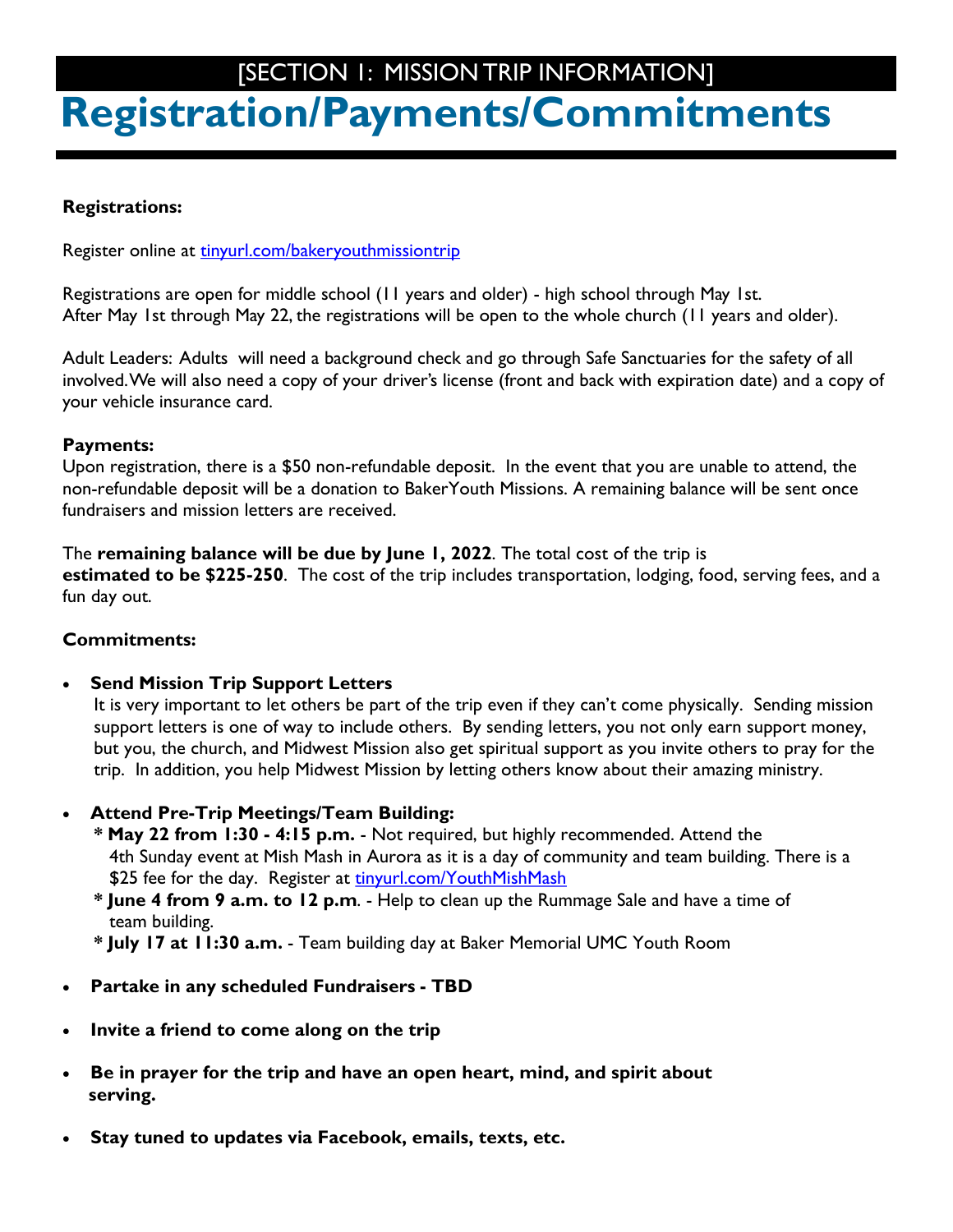[SECTION 1: MISSION TRIP INFORMATION]

# Registration/Payments/Commitments

**Registrations:**

Register online at [tinyurl.com/bakeryouthmissiontrip](tinyurl.com/bakeryouthmissiontrip)

Registrations are open for middle school (11 years and older) - high school through May 1st.
After May 1st through May 22, the registrations will be open to the whole church (11 years and older).

Adult Leaders: Adults will need a background check and go through Safe Sanctuaries for the safety of all involved. We will also need a copy of your driver's license (front and back with expiration date) and a copy of your vehicle insurance card.

**Payments:**
Upon registration, there is a $50 non-refundable deposit. In the event that you are unable to attend, the non-refundable deposit will be a donation to BakerYouth Missions. A remaining balance will be sent once fundraisers and mission letters are received.

The **remaining balance will be due by June 1, 2022**. The total cost of the trip is **estimated to be $225-250**. The cost of the trip includes transportation, lodging, food, serving fees, and a fun day out.

**Commitments:**

- **Send Mission Trip Support Letters**
  It is very important to let others be part of the trip even if they can't come physically. Sending mission support letters is one of way to include others. By sending letters, you not only earn support money, but you, the church, and Midwest Mission also get spiritual support as you invite others to pray for the trip. In addition, you help Midwest Mission by letting others know about their amazing ministry.

- **Attend Pre-Trip Meetings/Team Building:**
  * **May 22 from 1:30 - 4:15 p.m.** - Not required, but highly recommended. Attend the 4th Sunday event at Mish Mash in Aurora as it is a day of community and team building. There is a $25 fee for the day. Register at [tinyurl.com/YouthMishMash](tinyurl.com/YouthMishMash)
  * **June 4 from 9 a.m. to 12 p.m**. - Help to clean up the Rummage Sale and have a time of team building.
  * **July 17 at 11:30 a.m.** - Team building day at Baker Memorial UMC Youth Room

- **Partake in any scheduled Fundraisers - TBD**

- **Invite a friend to come along on the trip**

- **Be in prayer for the trip and have an open heart, mind, and spirit about serving.**

- **Stay tuned to updates via Facebook, emails, texts, etc.**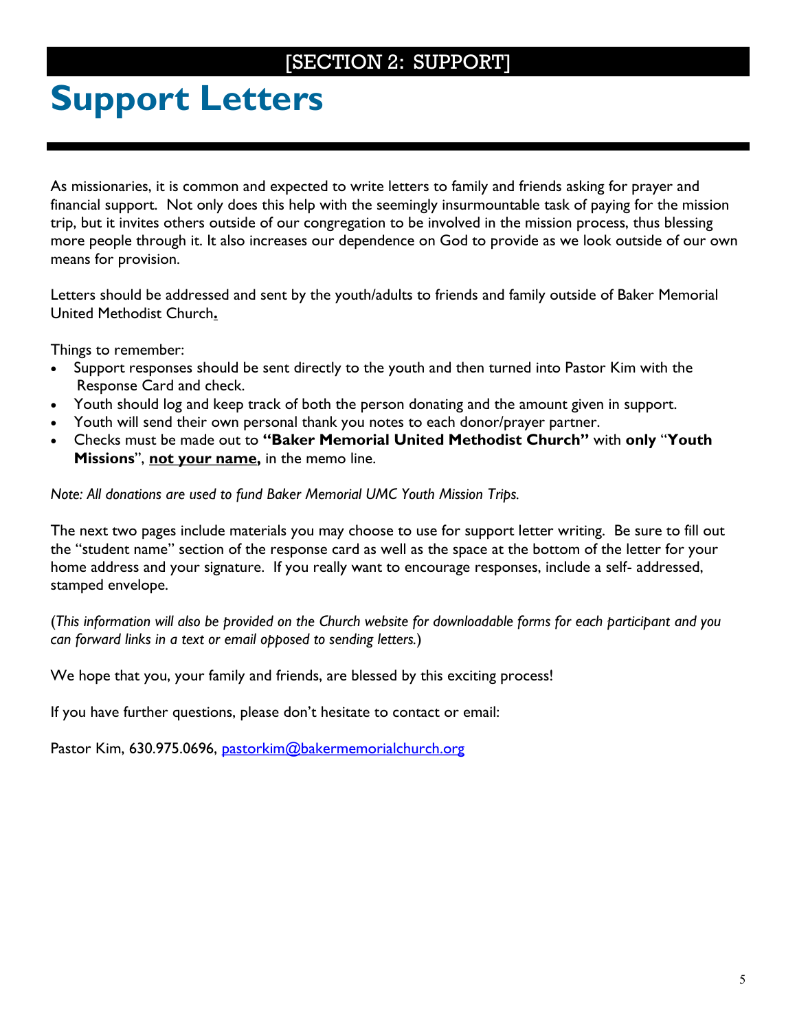[SECTION 2: SUPPORT]

# Support Letters

As missionaries, it is common and expected to write letters to family and friends asking for prayer and financial support. Not only does this help with the seemingly insurmountable task of paying for the mission trip, but it invites others outside of our congregation to be involved in the mission process, thus blessing more people through it. It also increases our dependence on God to provide as we look outside of our own means for provision.

Letters should be addressed and sent by the youth/adults to friends and family outside of Baker Memorial United Methodist Church.

Things to remember:

- Support responses should be sent directly to the youth and then turned into Pastor Kim with the Response Card and check.
- Youth should log and keep track of both the person donating and the amount given in support.
- Youth will send their own personal thank you notes to each donor/prayer partner.
- Checks must be made out to **"Baker Memorial United Methodist Church"** with **only** "**Youth Missions**", **not your name,** in the memo line.

*Note: All donations are used to fund Baker Memorial UMC Youth Mission Trips.*

The next two pages include materials you may choose to use for support letter writing. Be sure to fill out the "student name" section of the response card as well as the space at the bottom of the letter for your home address and your signature. If you really want to encourage responses, include a self- addressed, stamped envelope.

(*This information will also be provided on the Church website for downloadable forms for each participant and you can forward links in a text or email opposed to sending letters.*)

We hope that you, your family and friends, are blessed by this exciting process!

If you have further questions, please don't hesitate to contact or email:

Pastor Kim, 630.975.0696, pastorkim@bakermemorialchurch.org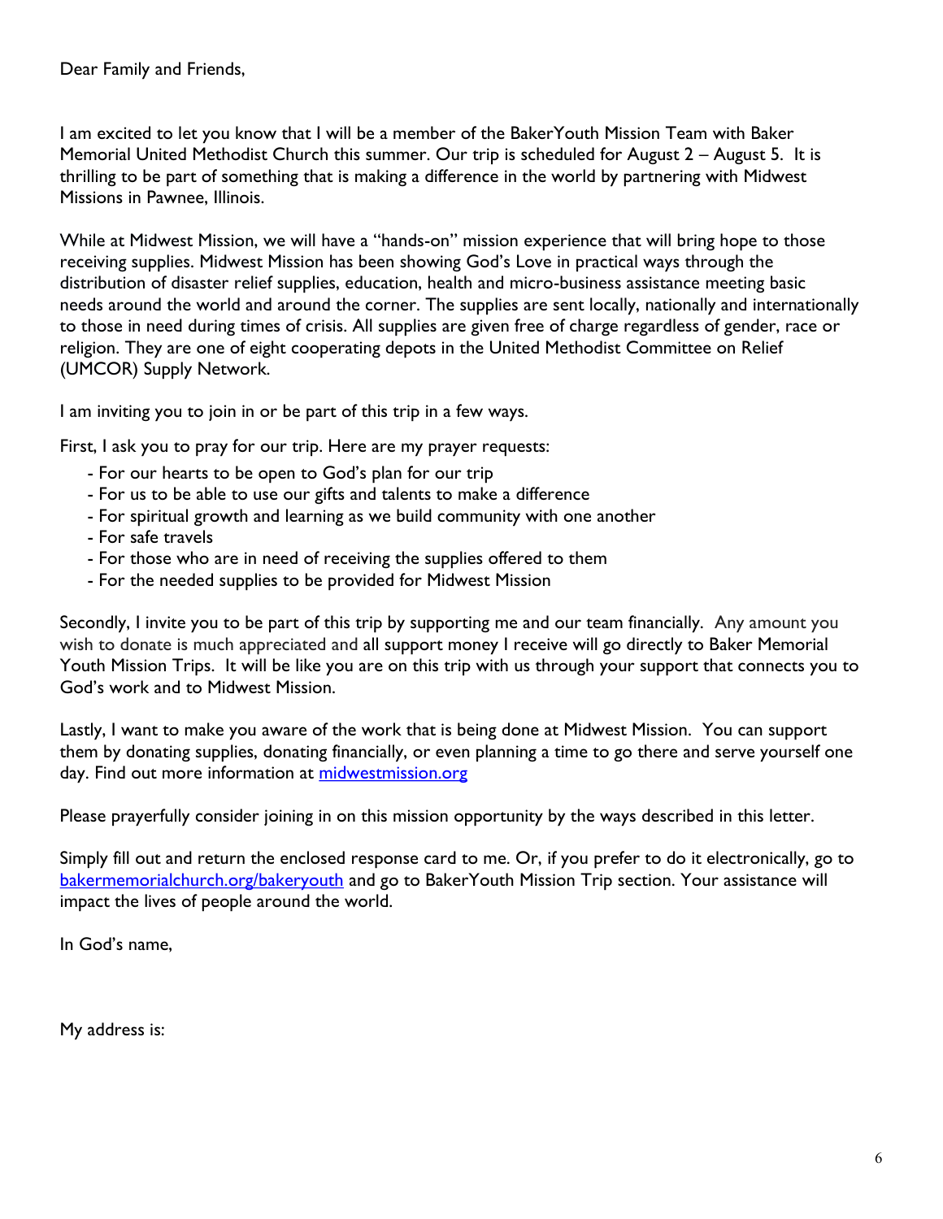Dear Family and Friends,

I am excited to let you know that I will be a member of the BakerYouth Mission Team with Baker Memorial United Methodist Church this summer. Our trip is scheduled for August 2 – August 5. It is thrilling to be part of something that is making a difference in the world by partnering with Midwest Missions in Pawnee, Illinois.

While at Midwest Mission, we will have a "hands-on" mission experience that will bring hope to those receiving supplies. Midwest Mission has been showing God's Love in practical ways through the distribution of disaster relief supplies, education, health and micro-business assistance meeting basic needs around the world and around the corner. The supplies are sent locally, nationally and internationally to those in need during times of crisis. All supplies are given free of charge regardless of gender, race or religion. They are one of eight cooperating depots in the United Methodist Committee on Relief (UMCOR) Supply Network.

I am inviting you to join in or be part of this trip in a few ways.

First, I ask you to pray for our trip. Here are my prayer requests:

- For our hearts to be open to God's plan for our trip
- For us to be able to use our gifts and talents to make a difference
- For spiritual growth and learning as we build community with one another
- For safe travels
- For those who are in need of receiving the supplies offered to them
- For the needed supplies to be provided for Midwest Mission

Secondly, I invite you to be part of this trip by supporting me and our team financially. Any amount you wish to donate is much appreciated and all support money I receive will go directly to Baker Memorial Youth Mission Trips. It will be like you are on this trip with us through your support that connects you to God's work and to Midwest Mission.

Lastly, I want to make you aware of the work that is being done at Midwest Mission. You can support them by donating supplies, donating financially, or even planning a time to go there and serve yourself one day. Find out more information at [midwestmission.org](midwestmission.org)

Please prayerfully consider joining in on this mission opportunity by the ways described in this letter.

Simply fill out and return the enclosed response card to me. Or, if you prefer to do it electronically, go to [bakermemorialchurch.org/bakeryouth](bakermemorialchurch.org/bakeryouth) and go to BakerYouth Mission Trip section. Your assistance will impact the lives of people around the world.

In God's name,

My address is: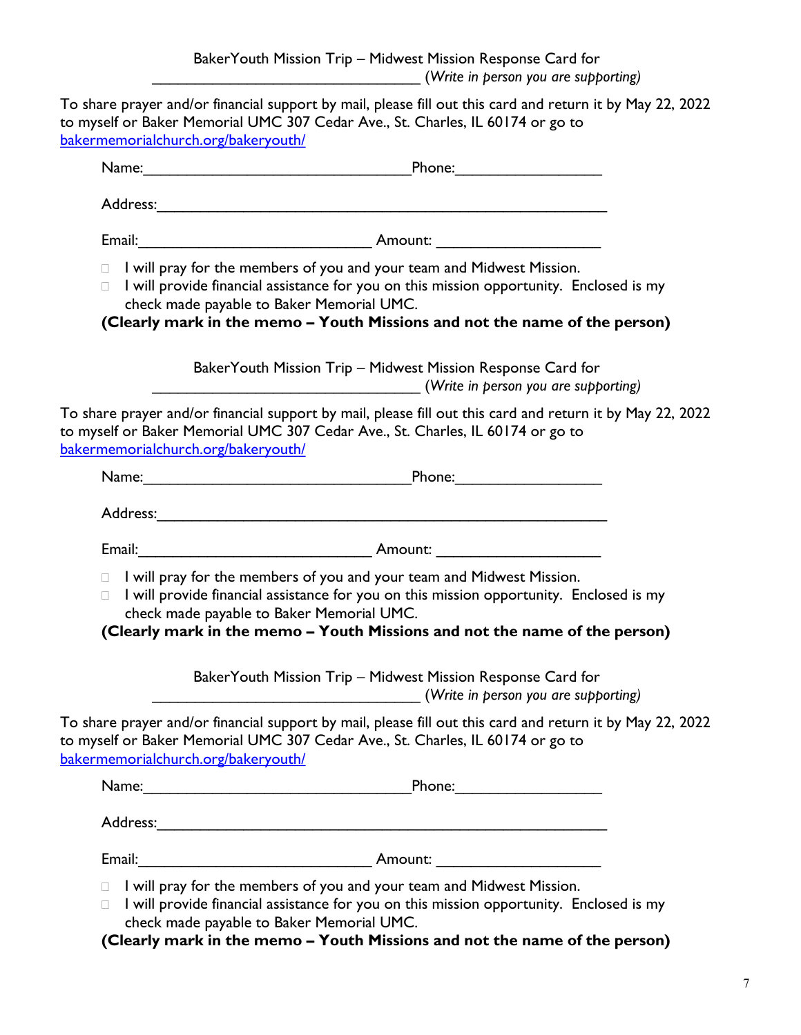BakerYouth Mission Trip – Midwest Mission Response Card for
__________________________________ *(Write in person you are supporting)*

To share prayer and/or financial support by mail, please fill out this card and return it by May 22, 2022 to myself or Baker Memorial UMC 307 Cedar Ave., St. Charles, IL 60174 or go to bakermemorialchurch.org/bakeryouth/

Name:_________________________________Phone:__________________

Address:_________________________________________________________

Email:_____________________________ Amount: ____________________

- ☐ I will pray for the members of you and your team and Midwest Mission.
- ☐ I will provide financial assistance for you on this mission opportunity. Enclosed is my check made payable to Baker Memorial UMC.

**(Clearly mark in the memo – Youth Missions and not the name of the person)**

BakerYouth Mission Trip – Midwest Mission Response Card for
__________________________________ *(Write in person you are supporting)*

To share prayer and/or financial support by mail, please fill out this card and return it by May 22, 2022 to myself or Baker Memorial UMC 307 Cedar Ave., St. Charles, IL 60174 or go to bakermemorialchurch.org/bakeryouth/

Name:_________________________________Phone:__________________

Address:_________________________________________________________

Email:_____________________________ Amount: ____________________

- ☐ I will pray for the members of you and your team and Midwest Mission.
- ☐ I will provide financial assistance for you on this mission opportunity. Enclosed is my check made payable to Baker Memorial UMC.

**(Clearly mark in the memo – Youth Missions and not the name of the person)**

BakerYouth Mission Trip – Midwest Mission Response Card for
__________________________________ *(Write in person you are supporting)*

To share prayer and/or financial support by mail, please fill out this card and return it by May 22, 2022 to myself or Baker Memorial UMC 307 Cedar Ave., St. Charles, IL 60174 or go to bakermemorialchurch.org/bakeryouth/

Name:_________________________________Phone:__________________

Address:_________________________________________________________

Email:_____________________________ Amount: ____________________

- ☐ I will pray for the members of you and your team and Midwest Mission.
- ☐ I will provide financial assistance for you on this mission opportunity. Enclosed is my check made payable to Baker Memorial UMC.

**(Clearly mark in the memo – Youth Missions and not the name of the person)**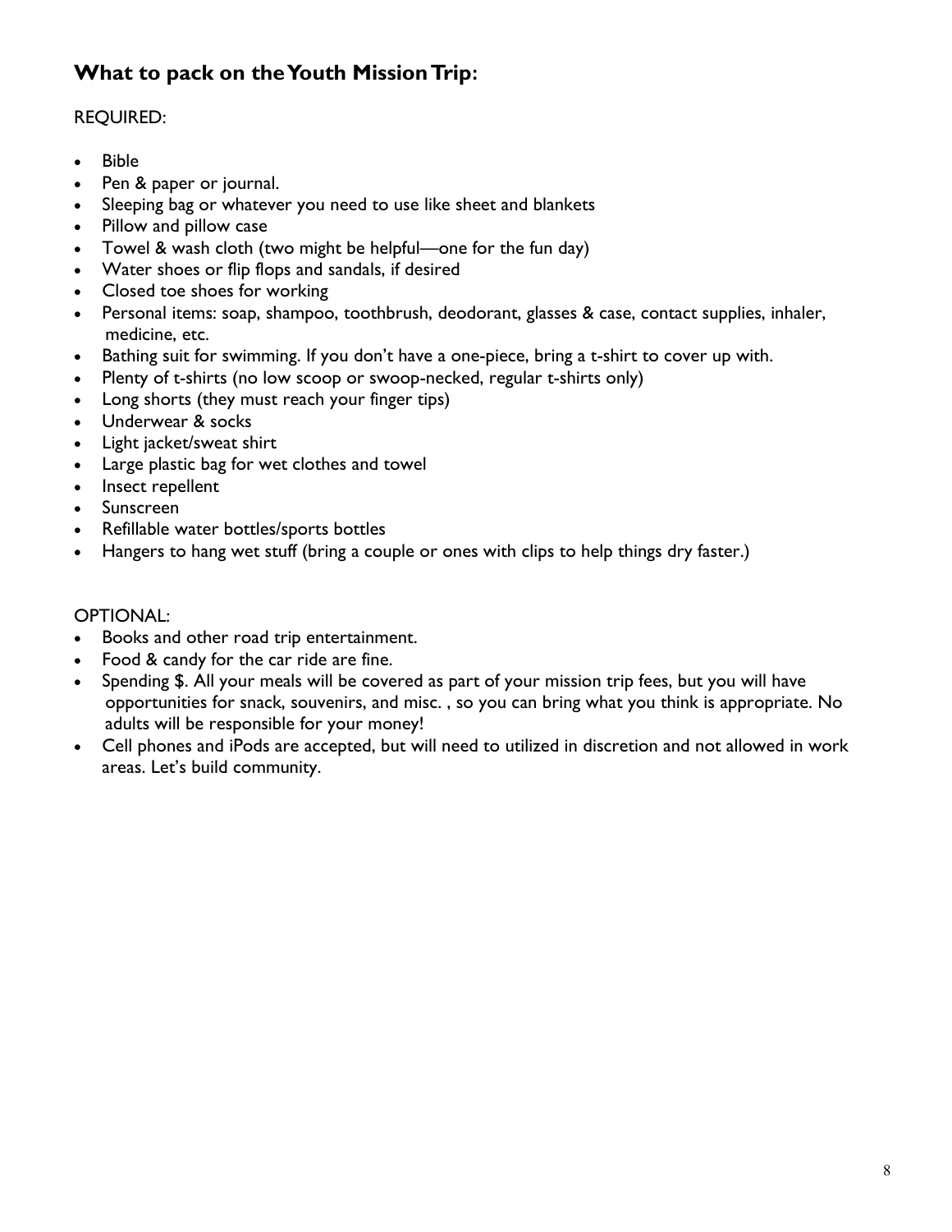## What to pack on the Youth Mission Trip:

REQUIRED:

- Bible
- Pen & paper or journal.
- Sleeping bag or whatever you need to use like sheet and blankets
- Pillow and pillow case
- Towel & wash cloth (two might be helpful—one for the fun day)
- Water shoes or flip flops and sandals, if desired
- Closed toe shoes for working
- Personal items: soap, shampoo, toothbrush, deodorant, glasses & case, contact supplies, inhaler, medicine, etc.
- Bathing suit for swimming. If you don't have a one-piece, bring a t-shirt to cover up with.
- Plenty of t-shirts (no low scoop or swoop-necked, regular t-shirts only)
- Long shorts (they must reach your finger tips)
- Underwear & socks
- Light jacket/sweat shirt
- Large plastic bag for wet clothes and towel
- Insect repellent
- Sunscreen
- Refillable water bottles/sports bottles
- Hangers to hang wet stuff (bring a couple or ones with clips to help things dry faster.)

OPTIONAL:

- Books and other road trip entertainment.
- Food & candy for the car ride are fine.
- Spending $. All your meals will be covered as part of your mission trip fees, but you will have opportunities for snack, souvenirs, and misc. , so you can bring what you think is appropriate. No adults will be responsible for your money!
- Cell phones and iPods are accepted, but will need to utilized in discretion and not allowed in work areas. Let's build community.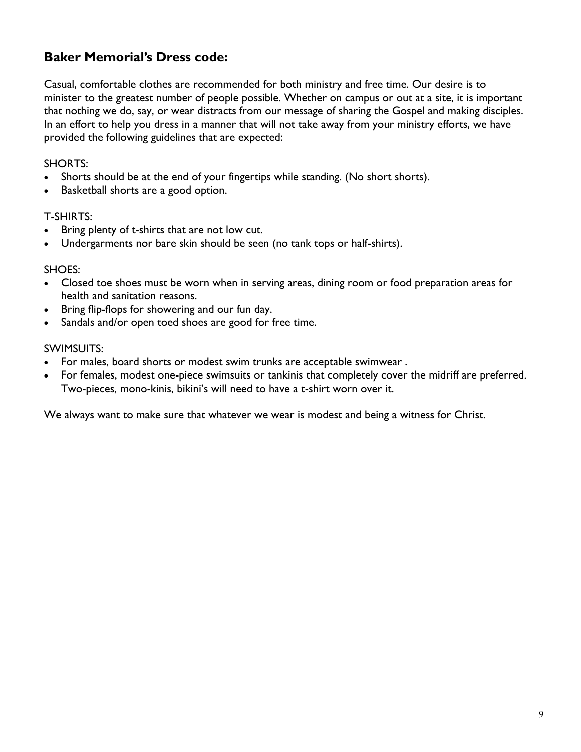## Baker Memorial's Dress code:

Casual, comfortable clothes are recommended for both ministry and free time. Our desire is to minister to the greatest number of people possible. Whether on campus or out at a site, it is important that nothing we do, say, or wear distracts from our message of sharing the Gospel and making disciples. In an effort to help you dress in a manner that will not take away from your ministry efforts, we have provided the following guidelines that are expected:

SHORTS:

- Shorts should be at the end of your fingertips while standing. (No short shorts).
- Basketball shorts are a good option.

T-SHIRTS:

- Bring plenty of t-shirts that are not low cut.
- Undergarments nor bare skin should be seen (no tank tops or half-shirts).

SHOES:

- Closed toe shoes must be worn when in serving areas, dining room or food preparation areas for health and sanitation reasons.
- Bring flip-flops for showering and our fun day.
- Sandals and/or open toed shoes are good for free time.

SWIMSUITS:

- For males, board shorts or modest swim trunks are acceptable swimwear .
- For females, modest one-piece swimsuits or tankinis that completely cover the midriff are preferred. Two-pieces, mono-kinis, bikini's will need to have a t-shirt worn over it.

We always want to make sure that whatever we wear is modest and being a witness for Christ.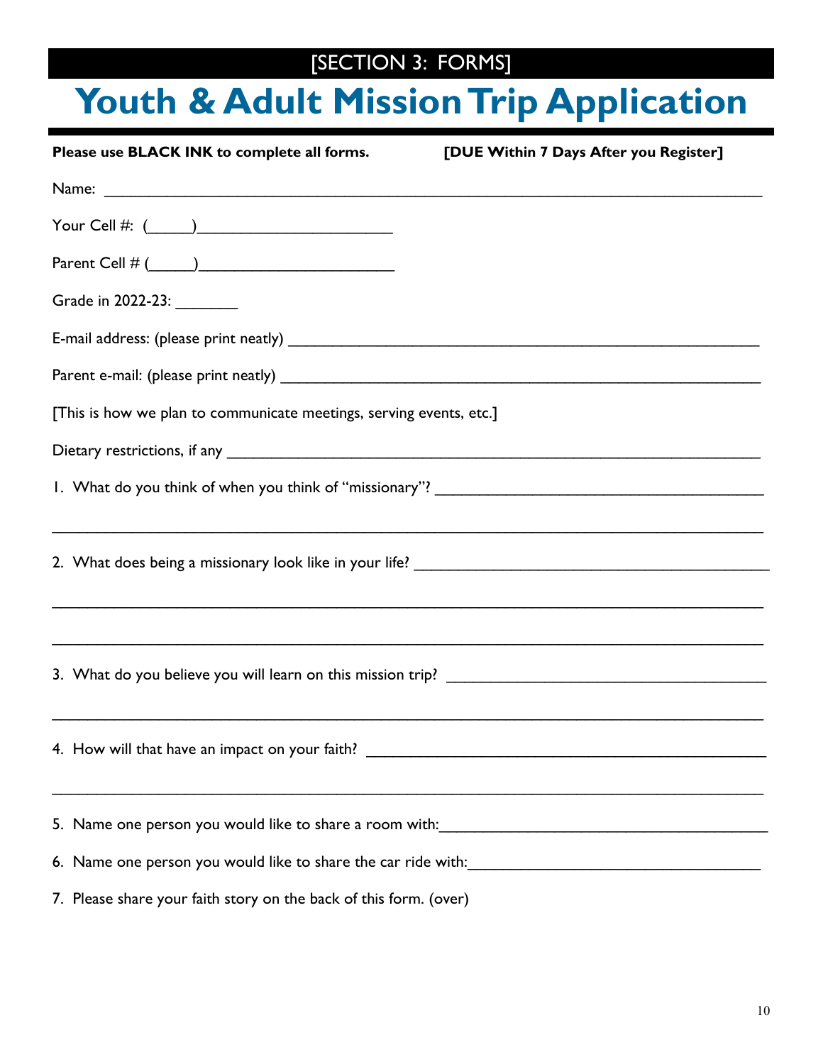[SECTION 3: FORMS]

# Youth & Adult Mission Trip Application

**Please use BLACK INK to complete all forms.** **[DUE Within 7 Days After you Register]**

Name: ___________________________________________________________________________

Your Cell #: (_____)______________________

Parent Cell # (_____)______________________

Grade in 2022-23: _______

E-mail address: (please print neatly) _______________________________________________________

Parent e-mail: (please print neatly) ________________________________________________________

[This is how we plan to communicate meetings, serving events, etc.]

Dietary restrictions, if any ______________________________________________________________

1. What do you think of when you think of "missionary"? ___________________________________

_________________________________________________________________________________

2. What does being a missionary look like in your life? ______________________________________

_________________________________________________________________________________

_________________________________________________________________________________

3. What do you believe you will learn on this mission trip? __________________________________

_________________________________________________________________________________

4. How will that have an impact on your faith? ____________________________________________

_________________________________________________________________________________

5. Name one person you would like to share a room with:___________________________________

6. Name one person you would like to share the car ride with:_______________________________

7. Please share your faith story on the back of this form. (over)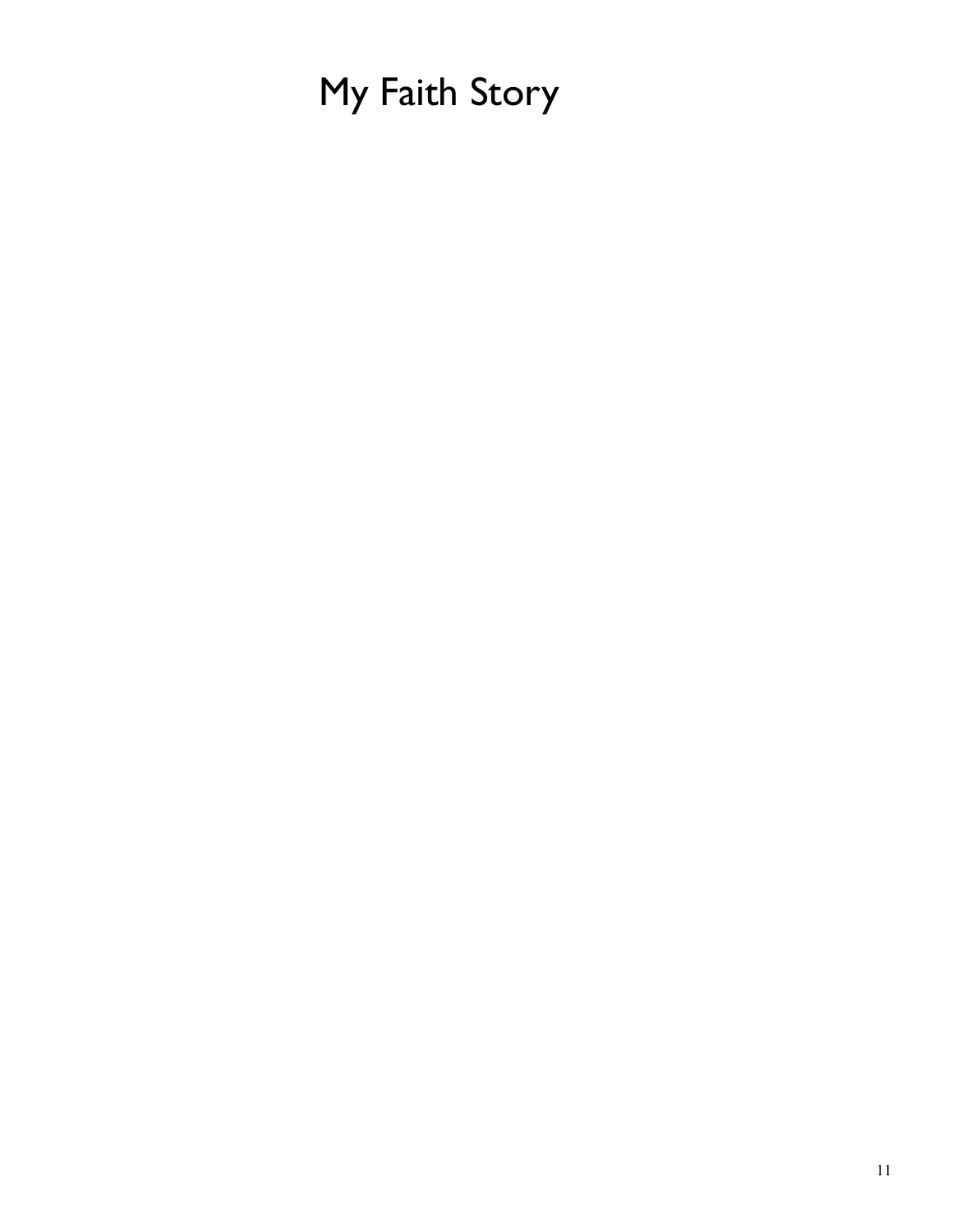# My Faith Story